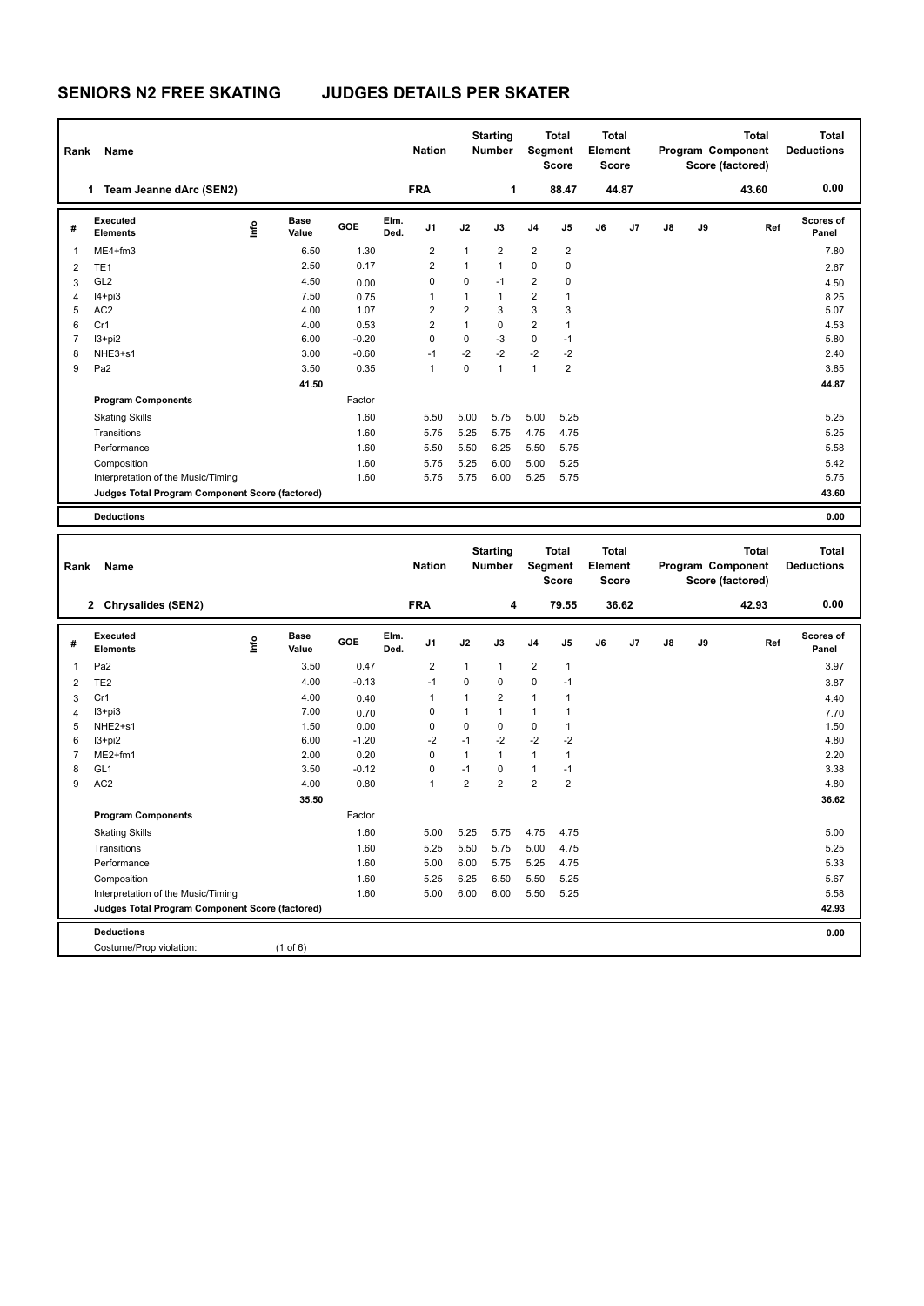# SENIORS N2 FREE SKATING JUDGES DETAILS PER SKATER

| Rank | Name | Nation | Starting Number | Total Segment Score | Total Element Score | Total Program Component Score (factored) | Total Deductions |
|---|---|---|---|---|---|---|---|
| 1 | Team Jeanne dArc (SEN2) | FRA | 1 | 88.47 | 44.87 | 43.60 | 0.00 |

| # | Executed Elements | Info | Base Value | GOE | Elm. Ded. | J1 | J2 | J3 | J4 | J5 | J6 | J7 | J8 | J9 | Ref | Scores of Panel |
|---|---|---|---|---|---|---|---|---|---|---|---|---|---|---|---|---|
| 1 | ME4+fm3 | | 6.50 | 1.30 | | 2 | 1 | 2 | 2 | 2 | | | | | | 7.80 |
| 2 | TE1 | | 2.50 | 0.17 | | 2 | 1 | 1 | 0 | 0 | | | | | | 2.67 |
| 3 | GL2 | | 4.50 | 0.00 | | 0 | 0 | -1 | 2 | 0 | | | | | | 4.50 |
| 4 | I4+pi3 | | 7.50 | 0.75 | | 1 | 1 | 1 | 2 | 1 | | | | | | 8.25 |
| 5 | AC2 | | 4.00 | 1.07 | | 2 | 2 | 3 | 3 | 3 | | | | | | 5.07 |
| 6 | Cr1 | | 4.00 | 0.53 | | 2 | 1 | 0 | 2 | 1 | | | | | | 4.53 |
| 7 | I3+pi2 | | 6.00 | -0.20 | | 0 | 0 | -3 | 0 | -1 | | | | | | 5.80 |
| 8 | NHE3+s1 | | 3.00 | -0.60 | | -1 | -2 | -2 | -2 | -2 | | | | | | 2.40 |
| 9 | Pa2 | | 3.50 | 0.35 | | 1 | 0 | 1 | 1 | 2 | | | | | | 3.85 |
| | | | 41.50 | | | | | | | | | | | | | 44.87 |
| | **Program Components** | | | Factor | | | | | | | | | | | | |
| | Skating Skills | | | 1.60 | | 5.50 | 5.00 | 5.75 | 5.00 | 5.25 | | | | | | 5.25 |
| | Transitions | | | 1.60 | | 5.75 | 5.25 | 5.75 | 4.75 | 4.75 | | | | | | 5.25 |
| | Performance | | | 1.60 | | 5.50 | 5.50 | 6.25 | 5.50 | 5.75 | | | | | | 5.58 |
| | Composition | | | 1.60 | | 5.75 | 5.25 | 6.00 | 5.00 | 5.25 | | | | | | 5.42 |
| | Interpretation of the Music/Timing | | | 1.60 | | 5.75 | 5.75 | 6.00 | 5.25 | 5.75 | | | | | | 5.75 |
| | **Judges Total Program Component Score (factored)** | | | | | | | | | | | | | | | 43.60 |
| | **Deductions** | | | | | | | | | | | | | | | 0.00 |

| Rank | Name | Nation | Starting Number | Total Segment Score | Total Element Score | Total Program Component Score (factored) | Total Deductions |
|---|---|---|---|---|---|---|---|
| 2 | Chrysalides (SEN2) | FRA | 4 | 79.55 | 36.62 | 42.93 | 0.00 |

| # | Executed Elements | Info | Base Value | GOE | Elm. Ded. | J1 | J2 | J3 | J4 | J5 | J6 | J7 | J8 | J9 | Ref | Scores of Panel |
|---|---|---|---|---|---|---|---|---|---|---|---|---|---|---|---|---|
| 1 | Pa2 | | 3.50 | 0.47 | | 2 | 1 | 1 | 2 | 1 | | | | | | 3.97 |
| 2 | TE2 | | 4.00 | -0.13 | | -1 | 0 | 0 | 0 | -1 | | | | | | 3.87 |
| 3 | Cr1 | | 4.00 | 0.40 | | 1 | 1 | 2 | 1 | 1 | | | | | | 4.40 |
| 4 | I3+pi3 | | 7.00 | 0.70 | | 0 | 1 | 1 | 1 | 1 | | | | | | 7.70 |
| 5 | NHE2+s1 | | 1.50 | 0.00 | | 0 | 0 | 0 | 0 | 1 | | | | | | 1.50 |
| 6 | I3+pi2 | | 6.00 | -1.20 | | -2 | -1 | -2 | -2 | -2 | | | | | | 4.80 |
| 7 | ME2+fm1 | | 2.00 | 0.20 | | 0 | 1 | 1 | 1 | 1 | | | | | | 2.20 |
| 8 | GL1 | | 3.50 | -0.12 | | 0 | -1 | 0 | 1 | -1 | | | | | | 3.38 |
| 9 | AC2 | | 4.00 | 0.80 | | 1 | 2 | 2 | 2 | 2 | | | | | | 4.80 |
| | | | 35.50 | | | | | | | | | | | | | 36.62 |
| | **Program Components** | | | Factor | | | | | | | | | | | | |
| | Skating Skills | | | 1.60 | | 5.00 | 5.25 | 5.75 | 4.75 | 4.75 | | | | | | 5.00 |
| | Transitions | | | 1.60 | | 5.25 | 5.50 | 5.75 | 5.00 | 4.75 | | | | | | 5.25 |
| | Performance | | | 1.60 | | 5.00 | 6.00 | 5.75 | 5.25 | 4.75 | | | | | | 5.33 |
| | Composition | | | 1.60 | | 5.25 | 6.25 | 6.50 | 5.50 | 5.25 | | | | | | 5.67 |
| | Interpretation of the Music/Timing | | | 1.60 | | 5.00 | 6.00 | 6.00 | 5.50 | 5.25 | | | | | | 5.58 |
| | **Judges Total Program Component Score (factored)** | | | | | | | | | | | | | | | 42.93 |
| | **Deductions** | | | | | | | | | | | | | | | 0.00 |
| | Costume/Prop violation: | | (1 of 6) | | | | | | | | | | | | | |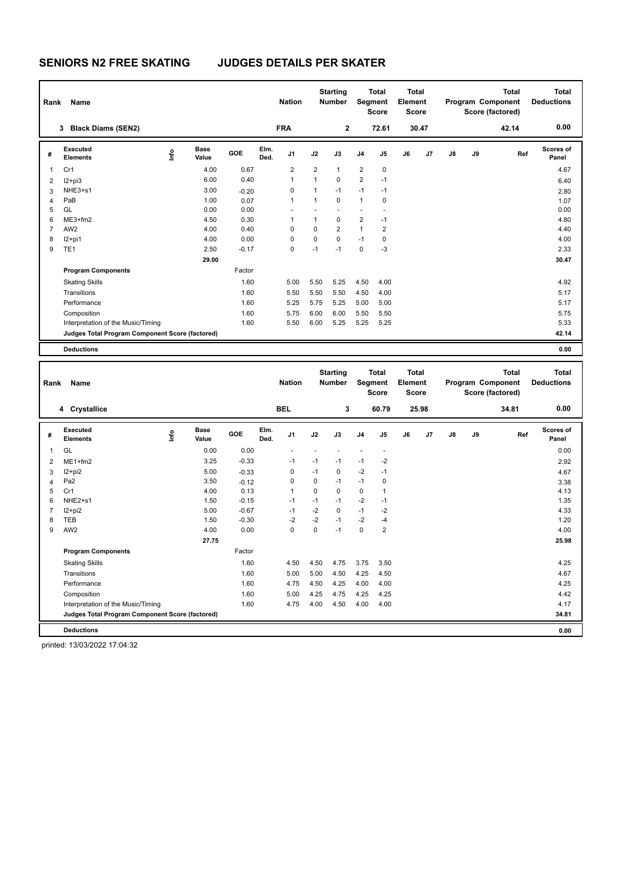## SENIORS N2 FREE SKATING JUDGES DETAILS PER SKATER

| Rank | Name | Nation | Starting Number | Total Segment Score | Total Element Score | Total Program Component Score (factored) | Total Deductions |
|---|---|---|---|---|---|---|---|
| 3 | Black Diams (SEN2) | FRA | 2 | 72.61 | 30.47 | 42.14 | 0.00 |

| # | Executed Elements | Info | Base Value | GOE | Elm. Ded. | J1 | J2 | J3 | J4 | J5 | J6 | J7 | J8 | J9 | Ref | Scores of Panel |
|---|---|---|---|---|---|---|---|---|---|---|---|---|---|---|---|---|
| 1 | Cr1 | | 4.00 | 0.67 | | 2 | 2 | 1 | 2 | 0 | | | | | | 4.67 |
| 2 | I2+pi3 | | 6.00 | 0.40 | | 1 | 1 | 0 | 2 | -1 | | | | | | 6.40 |
| 3 | NHE3+s1 | | 3.00 | -0.20 | | 0 | 1 | -1 | -1 | -1 | | | | | | 2.80 |
| 4 | PaB | | 1.00 | 0.07 | | 1 | 1 | 0 | 1 | 0 | | | | | | 1.07 |
| 5 | GL | | 0.00 | 0.00 | | - | - | - | - | - | | | | | | 0.00 |
| 6 | ME3+fm2 | | 4.50 | 0.30 | | 1 | 1 | 0 | 2 | -1 | | | | | | 4.80 |
| 7 | AW2 | | 4.00 | 0.40 | | 0 | 0 | 2 | 1 | 2 | | | | | | 4.40 |
| 8 | I2+pi1 | | 4.00 | 0.00 | | 0 | 0 | 0 | -1 | 0 | | | | | | 4.00 |
| 9 | TE1 | | 2.50 | -0.17 | | 0 | -1 | -1 | 0 | -3 | | | | | | 2.33 |
| | | | 29.00 | | | | | | | | | | | | | 30.47 |
| | **Program Components** | | | Factor | | | | | | | | | | | | |
| | Skating Skills | | | 1.60 | | 5.00 | 5.50 | 5.25 | 4.50 | 4.00 | | | | | | 4.92 |
| | Transitions | | | 1.60 | | 5.50 | 5.50 | 5.50 | 4.50 | 4.00 | | | | | | 5.17 |
| | Performance | | | 1.60 | | 5.25 | 5.75 | 5.25 | 5.00 | 5.00 | | | | | | 5.17 |
| | Composition | | | 1.60 | | 5.75 | 6.00 | 6.00 | 5.50 | 5.50 | | | | | | 5.75 |
| | Interpretation of the Music/Timing | | | 1.60 | | 5.50 | 6.00 | 5.25 | 5.25 | 5.25 | | | | | | 5.33 |
| | **Judges Total Program Component Score (factored)** | | | | | | | | | | | | | | | 42.14 |
| | **Deductions** | | | | | | | | | | | | | | | 0.00 |

| Rank | Name | Nation | Starting Number | Total Segment Score | Total Element Score | Total Program Component Score (factored) | Total Deductions |
|---|---|---|---|---|---|---|---|
| 4 | Crystallice | BEL | 3 | 60.79 | 25.98 | 34.81 | 0.00 |

| # | Executed Elements | Info | Base Value | GOE | Elm. Ded. | J1 | J2 | J3 | J4 | J5 | J6 | J7 | J8 | J9 | Ref | Scores of Panel |
|---|---|---|---|---|---|---|---|---|---|---|---|---|---|---|---|---|
| 1 | GL | | 0.00 | 0.00 | | - | - | - | - | - | | | | | | 0.00 |
| 2 | ME1+fm2 | | 3.25 | -0.33 | | -1 | -1 | -1 | -1 | -2 | | | | | | 2.92 |
| 3 | I2+pi2 | | 5.00 | -0.33 | | 0 | -1 | 0 | -2 | -1 | | | | | | 4.67 |
| 4 | Pa2 | | 3.50 | -0.12 | | 0 | 0 | -1 | -1 | 0 | | | | | | 3.38 |
| 5 | Cr1 | | 4.00 | 0.13 | | 1 | 0 | 0 | 0 | 1 | | | | | | 4.13 |
| 6 | NHE2+s1 | | 1.50 | -0.15 | | -1 | -1 | -1 | -2 | -1 | | | | | | 1.35 |
| 7 | I2+pi2 | | 5.00 | -0.67 | | -1 | -2 | 0 | -1 | -2 | | | | | | 4.33 |
| 8 | TEB | | 1.50 | -0.30 | | -2 | -2 | -1 | -2 | -4 | | | | | | 1.20 |
| 9 | AW2 | | 4.00 | 0.00 | | 0 | 0 | -1 | 0 | 2 | | | | | | 4.00 |
| | | | 27.75 | | | | | | | | | | | | | 25.98 |
| | **Program Components** | | | Factor | | | | | | | | | | | | |
| | Skating Skills | | | 1.60 | | 4.50 | 4.50 | 4.75 | 3.75 | 3.50 | | | | | | 4.25 |
| | Transitions | | | 1.60 | | 5.00 | 5.00 | 4.50 | 4.25 | 4.50 | | | | | | 4.67 |
| | Performance | | | 1.60 | | 4.75 | 4.50 | 4.25 | 4.00 | 4.00 | | | | | | 4.25 |
| | Composition | | | 1.60 | | 5.00 | 4.25 | 4.75 | 4.25 | 4.25 | | | | | | 4.42 |
| | Interpretation of the Music/Timing | | | 1.60 | | 4.75 | 4.00 | 4.50 | 4.00 | 4.00 | | | | | | 4.17 |
| | **Judges Total Program Component Score (factored)** | | | | | | | | | | | | | | | 34.81 |
| | **Deductions** | | | | | | | | | | | | | | | 0.00 |

printed: 13/03/2022 17:04:32